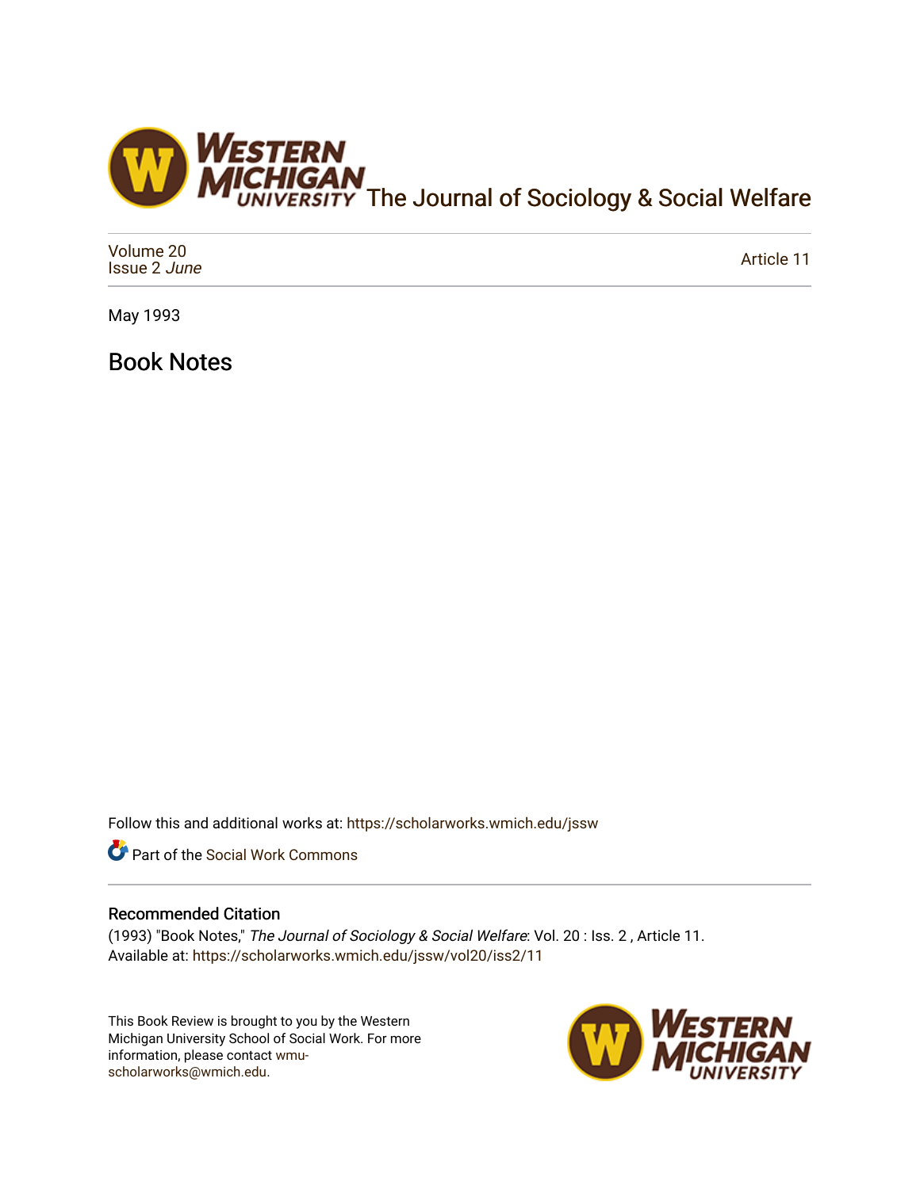The Journal of Sociology & Social Welfare

Volume 20
Issue 2 *June*

Article 11

May 1993

# Book Notes

Follow this and additional works at: https://scholarworks.wmich.edu/jssw

Part of the Social Work Commons

## Recommended Citation

(1993) "Book Notes," *The Journal of Sociology & Social Welfare*: Vol. 20 : Iss. 2 , Article 11.
Available at: https://scholarworks.wmich.edu/jssw/vol20/iss2/11

This Book Review is brought to you by the Western Michigan University School of Social Work. For more information, please contact wmu-scholarworks@wmich.edu.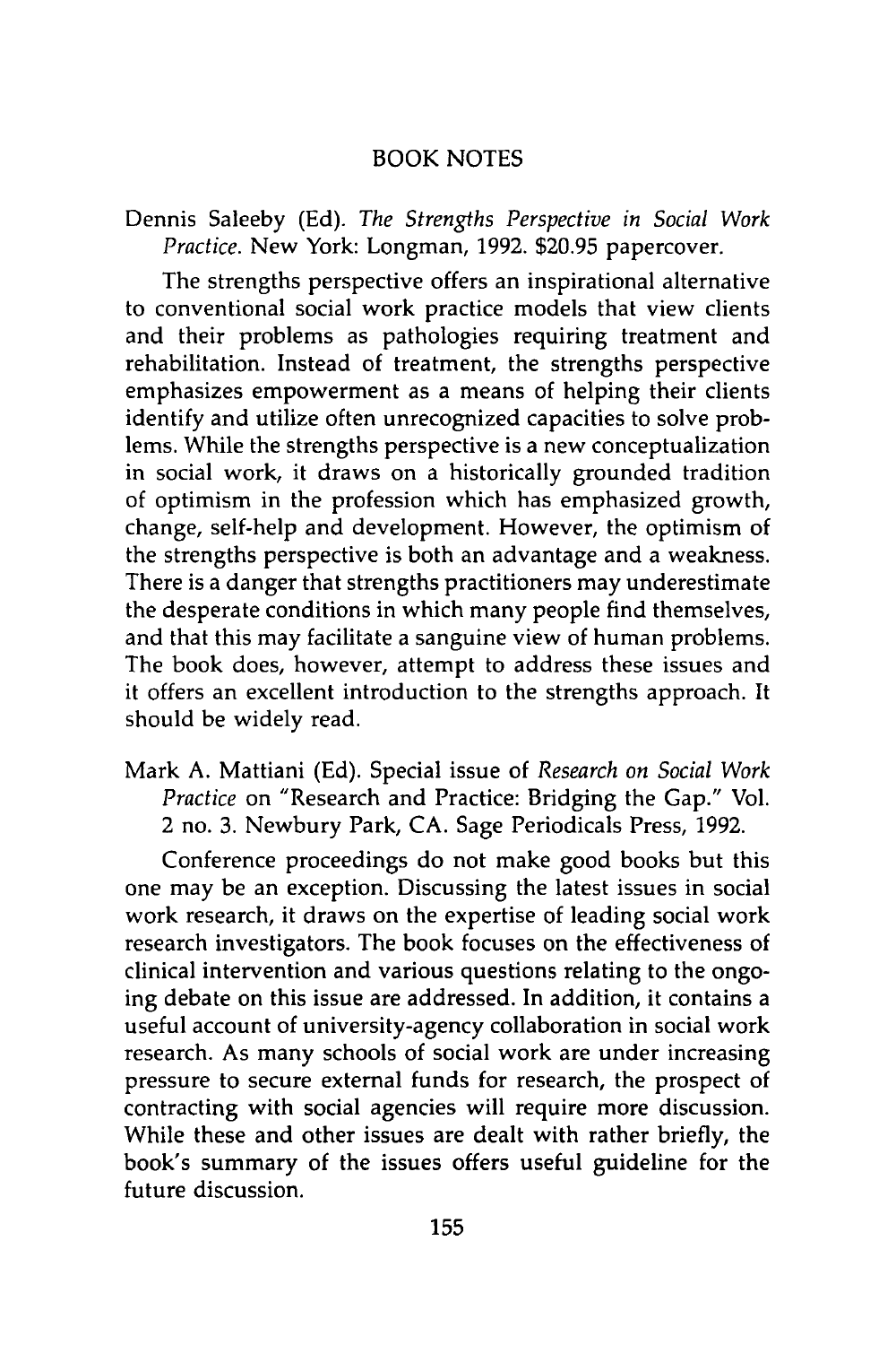## BOOK NOTES

Dennis Saleeby (Ed). *The Strengths Perspective in Social Work Practice*. New York: Longman, 1992. $20.95 papercover.

The strengths perspective offers an inspirational alternative to conventional social work practice models that view clients and their problems as pathologies requiring treatment and rehabilitation. Instead of treatment, the strengths perspective emphasizes empowerment as a means of helping their clients identify and utilize often unrecognized capacities to solve problems. While the strengths perspective is a new conceptualization in social work, it draws on a historically grounded tradition of optimism in the profession which has emphasized growth, change, self-help and development. However, the optimism of the strengths perspective is both an advantage and a weakness. There is a danger that strengths practitioners may underestimate the desperate conditions in which many people find themselves, and that this may facilitate a sanguine view of human problems. The book does, however, attempt to address these issues and it offers an excellent introduction to the strengths approach. It should be widely read.

Mark A. Mattiani (Ed). Special issue of *Research on Social Work Practice* on "Research and Practice: Bridging the Gap." Vol. 2 no. 3. Newbury Park, CA. Sage Periodicals Press, 1992.

Conference proceedings do not make good books but this one may be an exception. Discussing the latest issues in social work research, it draws on the expertise of leading social work research investigators. The book focuses on the effectiveness of clinical intervention and various questions relating to the ongoing debate on this issue are addressed. In addition, it contains a useful account of university-agency collaboration in social work research. As many schools of social work are under increasing pressure to secure external funds for research, the prospect of contracting with social agencies will require more discussion. While these and other issues are dealt with rather briefly, the book's summary of the issues offers useful guideline for the future discussion.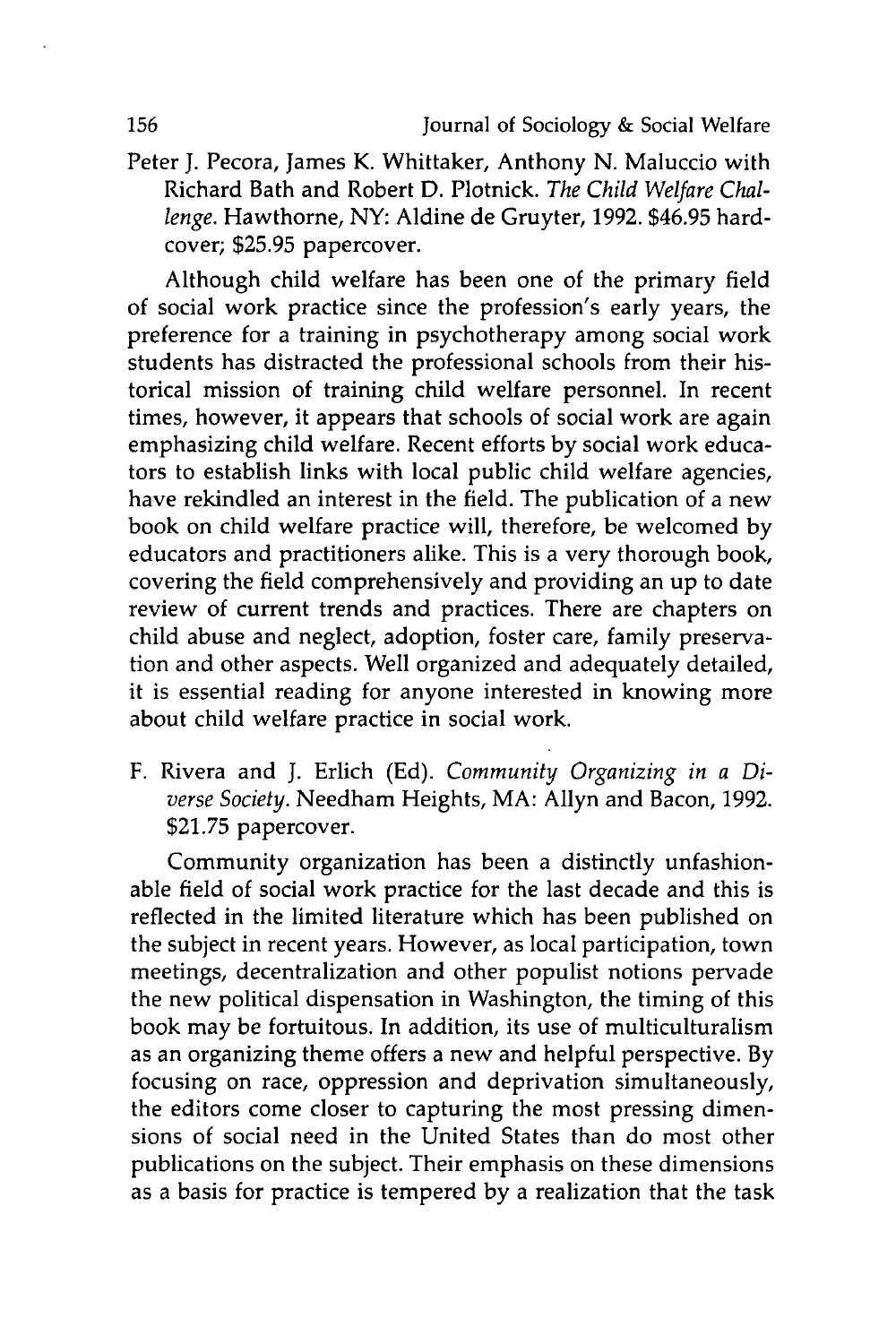Peter J. Pecora, James K. Whittaker, Anthony N. Maluccio with Richard Bath and Robert D. Plotnick. *The Child Welfare Challenge.* Hawthorne, NY: Aldine de Gruyter, 1992. $46.95 hardcover; $25.95 papercover.

Although child welfare has been one of the primary field of social work practice since the profession's early years, the preference for a training in psychotherapy among social work students has distracted the professional schools from their historical mission of training child welfare personnel. In recent times, however, it appears that schools of social work are again emphasizing child welfare. Recent efforts by social work educators to establish links with local public child welfare agencies, have rekindled an interest in the field. The publication of a new book on child welfare practice will, therefore, be welcomed by educators and practitioners alike. This is a very thorough book, covering the field comprehensively and providing an up to date review of current trends and practices. There are chapters on child abuse and neglect, adoption, foster care, family preservation and other aspects. Well organized and adequately detailed, it is essential reading for anyone interested in knowing more about child welfare practice in social work.

F. Rivera and J. Erlich (Ed). *Community Organizing in a Diverse Society.* Needham Heights, MA: Allyn and Bacon, 1992. $21.75 papercover.

Community organization has been a distinctly unfashionable field of social work practice for the last decade and this is reflected in the limited literature which has been published on the subject in recent years. However, as local participation, town meetings, decentralization and other populist notions pervade the new political dispensation in Washington, the timing of this book may be fortuitous. In addition, its use of multiculturalism as an organizing theme offers a new and helpful perspective. By focusing on race, oppression and deprivation simultaneously, the editors come closer to capturing the most pressing dimensions of social need in the United States than do most other publications on the subject. Their emphasis on these dimensions as a basis for practice is tempered by a realization that the task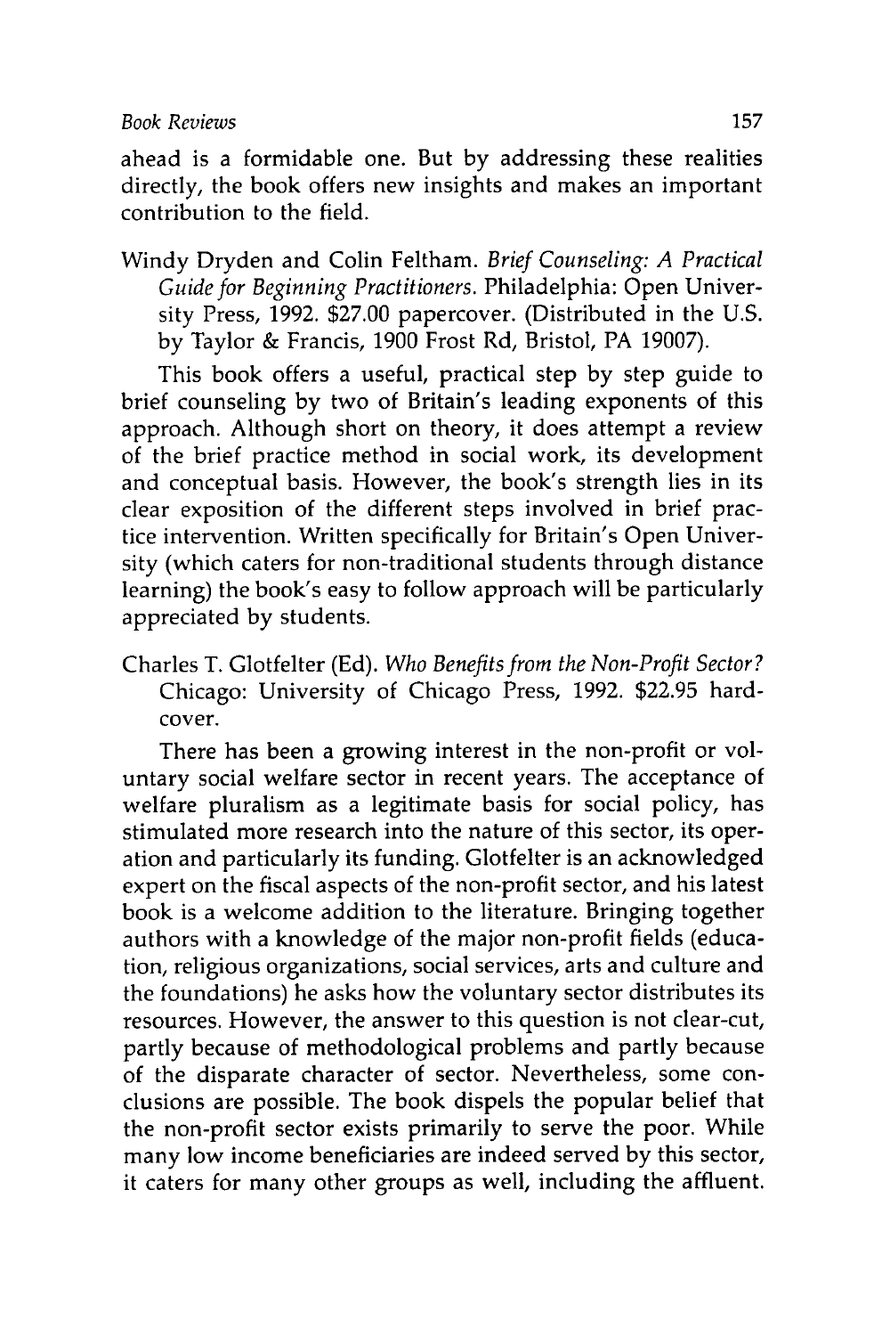ahead is a formidable one. But by addressing these realities directly, the book offers new insights and makes an important contribution to the field.

Windy Dryden and Colin Feltham. *Brief Counseling: A Practical Guide for Beginning Practitioners*. Philadelphia: Open University Press, 1992. $27.00 papercover. (Distributed in the U.S. by Taylor & Francis, 1900 Frost Rd, Bristol, PA 19007).

This book offers a useful, practical step by step guide to brief counseling by two of Britain's leading exponents of this approach. Although short on theory, it does attempt a review of the brief practice method in social work, its development and conceptual basis. However, the book's strength lies in its clear exposition of the different steps involved in brief practice intervention. Written specifically for Britain's Open University (which caters for non-traditional students through distance learning) the book's easy to follow approach will be particularly appreciated by students.

Charles T. Glotfelter (Ed). *Who Benefits from the Non-Profit Sector?* Chicago: University of Chicago Press, 1992. $22.95 hardcover.

There has been a growing interest in the non-profit or voluntary social welfare sector in recent years. The acceptance of welfare pluralism as a legitimate basis for social policy, has stimulated more research into the nature of this sector, its operation and particularly its funding. Glotfelter is an acknowledged expert on the fiscal aspects of the non-profit sector, and his latest book is a welcome addition to the literature. Bringing together authors with a knowledge of the major non-profit fields (education, religious organizations, social services, arts and culture and the foundations) he asks how the voluntary sector distributes its resources. However, the answer to this question is not clear-cut, partly because of methodological problems and partly because of the disparate character of sector. Nevertheless, some conclusions are possible. The book dispels the popular belief that the non-profit sector exists primarily to serve the poor. While many low income beneficiaries are indeed served by this sector, it caters for many other groups as well, including the affluent.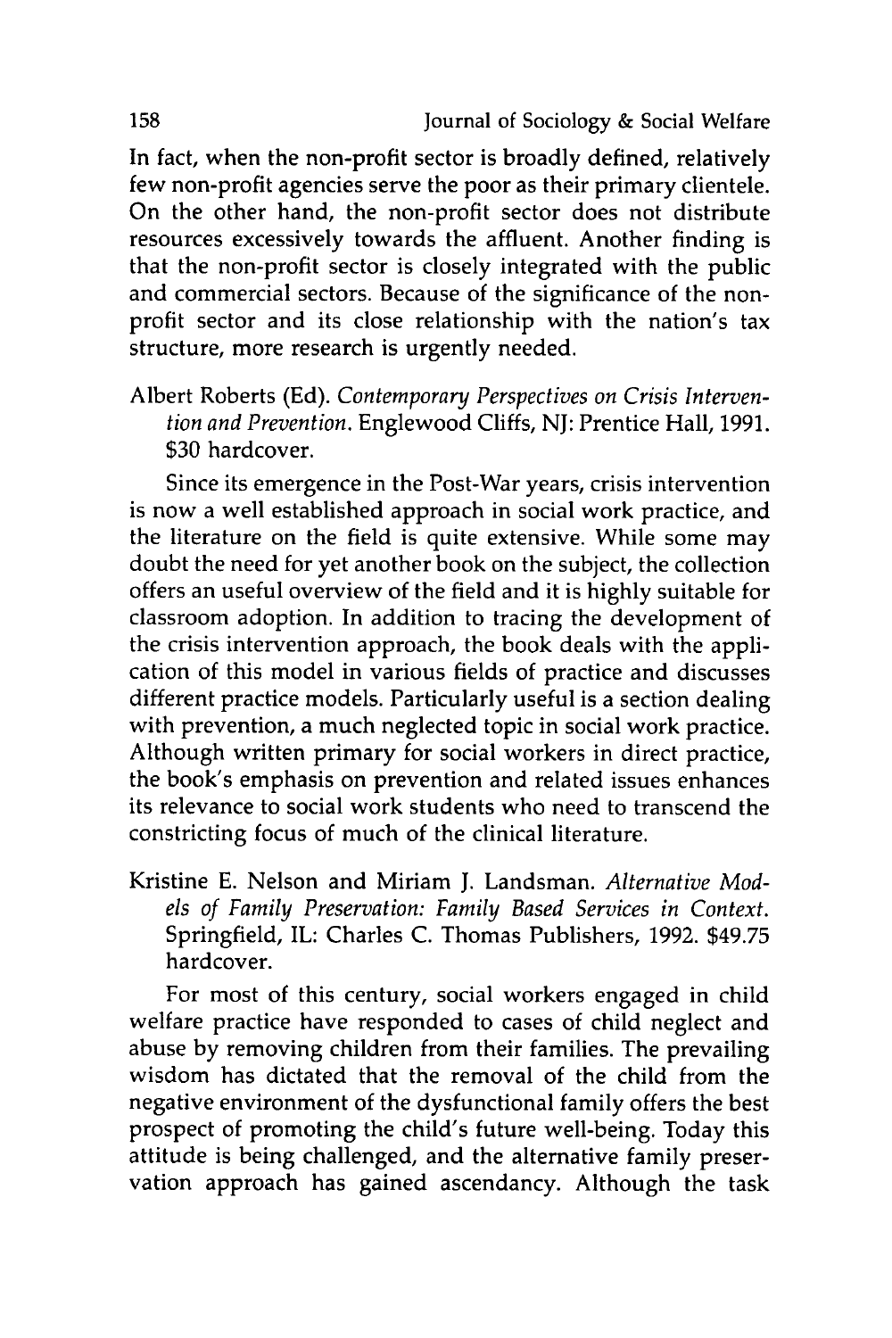In fact, when the non-profit sector is broadly defined, relatively few non-profit agencies serve the poor as their primary clientele. On the other hand, the non-profit sector does not distribute resources excessively towards the affluent. Another finding is that the non-profit sector is closely integrated with the public and commercial sectors. Because of the significance of the non-profit sector and its close relationship with the nation's tax structure, more research is urgently needed.

Albert Roberts (Ed). *Contemporary Perspectives on Crisis Intervention and Prevention*. Englewood Cliffs, NJ: Prentice Hall, 1991. $30 hardcover.

Since its emergence in the Post-War years, crisis intervention is now a well established approach in social work practice, and the literature on the field is quite extensive. While some may doubt the need for yet another book on the subject, the collection offers an useful overview of the field and it is highly suitable for classroom adoption. In addition to tracing the development of the crisis intervention approach, the book deals with the application of this model in various fields of practice and discusses different practice models. Particularly useful is a section dealing with prevention, a much neglected topic in social work practice. Although written primary for social workers in direct practice, the book's emphasis on prevention and related issues enhances its relevance to social work students who need to transcend the constricting focus of much of the clinical literature.

Kristine E. Nelson and Miriam J. Landsman. *Alternative Models of Family Preservation: Family Based Services in Context*. Springfield, IL: Charles C. Thomas Publishers, 1992. $49.75 hardcover.

For most of this century, social workers engaged in child welfare practice have responded to cases of child neglect and abuse by removing children from their families. The prevailing wisdom has dictated that the removal of the child from the negative environment of the dysfunctional family offers the best prospect of promoting the child's future well-being. Today this attitude is being challenged, and the alternative family preservation approach has gained ascendancy. Although the task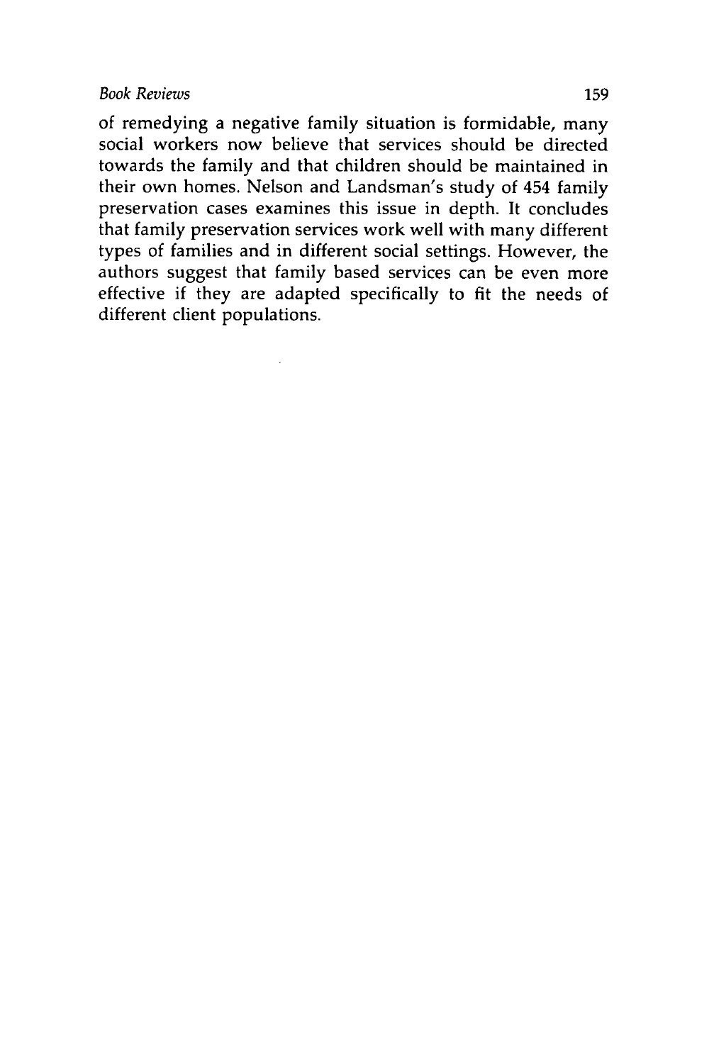of remedying a negative family situation is formidable, many social workers now believe that services should be directed towards the family and that children should be maintained in their own homes. Nelson and Landsman's study of 454 family preservation cases examines this issue in depth. It concludes that family preservation services work well with many different types of families and in different social settings. However, the authors suggest that family based services can be even more effective if they are adapted specifically to fit the needs of different client populations.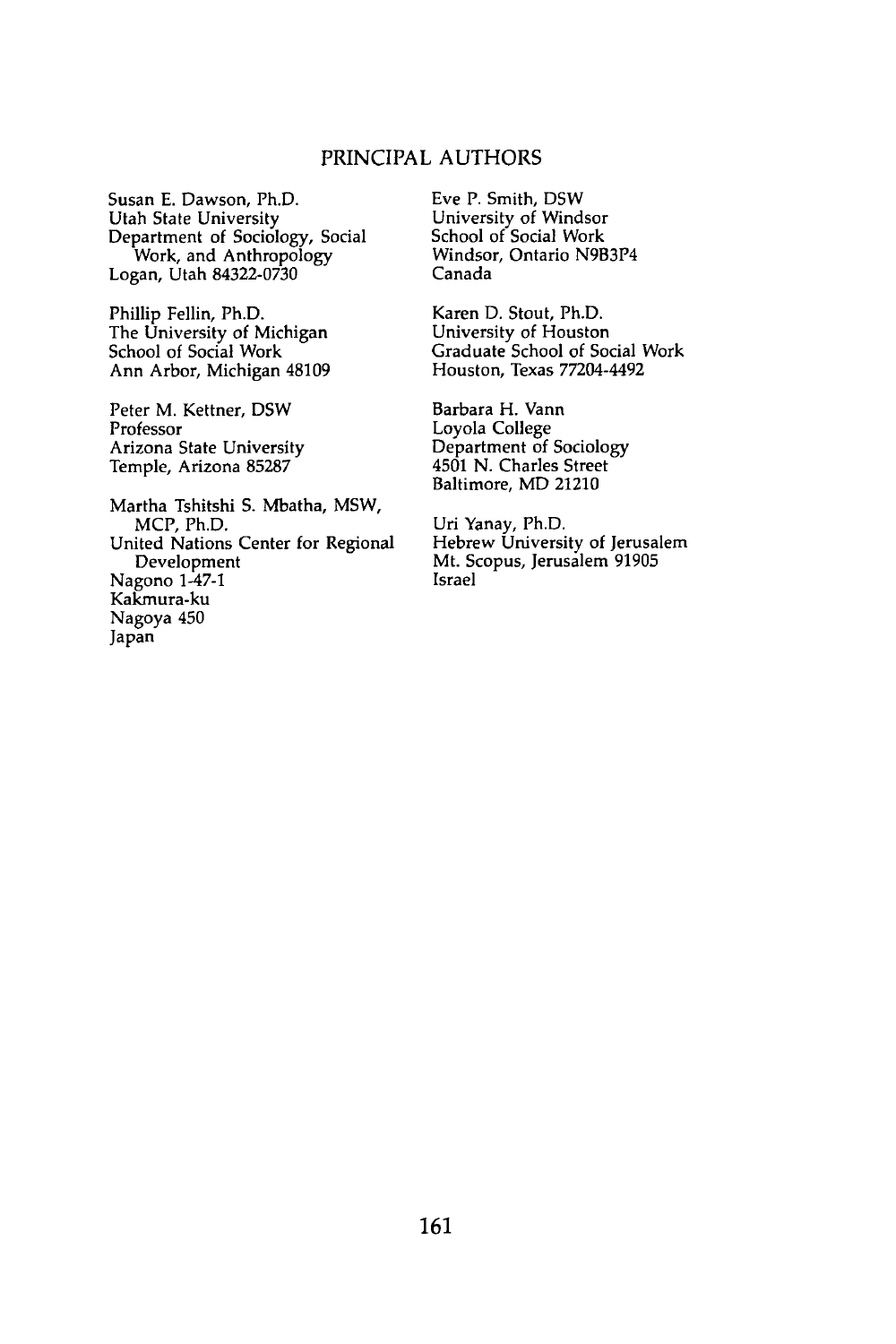## PRINCIPAL AUTHORS

Susan E. Dawson, Ph.D.
Utah State University
Department of Sociology, Social Work, and Anthropology
Logan, Utah 84322-0730

Phillip Fellin, Ph.D.
The University of Michigan
School of Social Work
Ann Arbor, Michigan 48109

Peter M. Kettner, DSW
Professor
Arizona State University
Temple, Arizona 85287

Martha Tshitshi S. Mbatha, MSW, MCP, Ph.D.
United Nations Center for Regional Development
Nagono 1-47-1
Kakmura-ku
Nagoya 450
Japan

Eve P. Smith, DSW
University of Windsor
School of Social Work
Windsor, Ontario N9B3P4
Canada

Karen D. Stout, Ph.D.
University of Houston
Graduate School of Social Work
Houston, Texas 77204-4492

Barbara H. Vann
Loyola College
Department of Sociology
4501 N. Charles Street
Baltimore, MD 21210

Uri Yanay, Ph.D.
Hebrew University of Jerusalem
Mt. Scopus, Jerusalem 91905
Israel